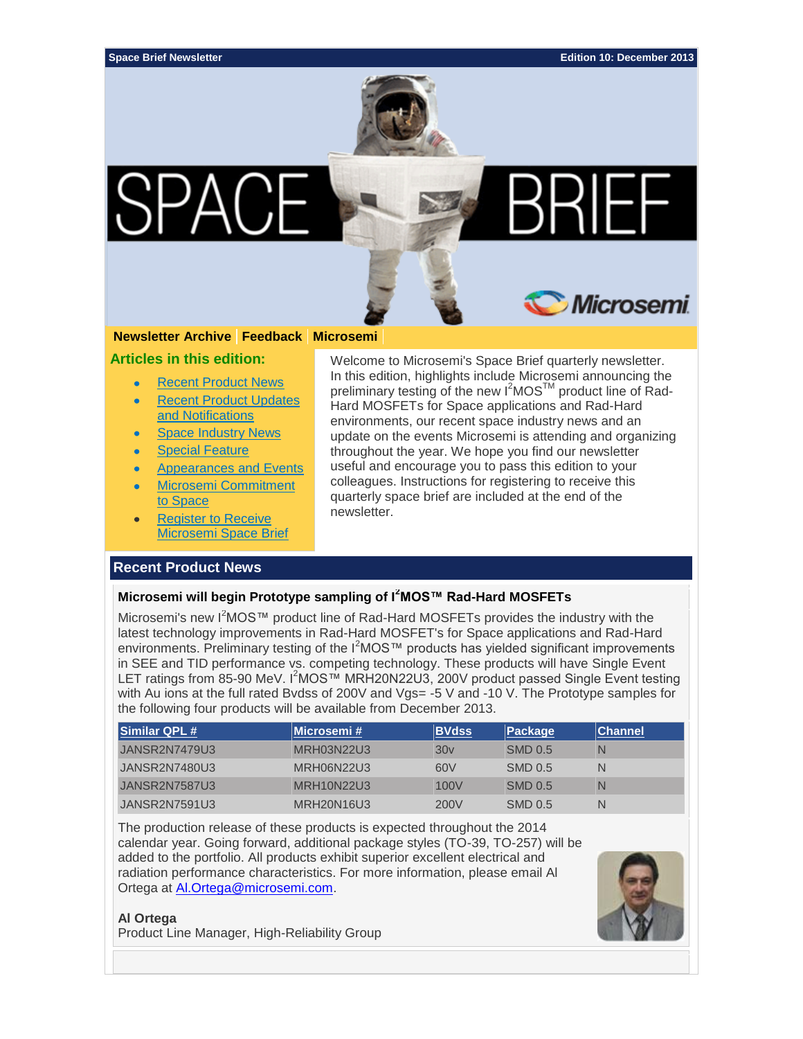Space Brief Newsletter — Edition 10: December 2013

# SPACE BRIEF

Microsemi

**Newsletter Archive** | **Feedback** | **Microsemi**

**Articles in this edition:**

- Recent Product News
- Recent Product Updates and Notifications
- Space Industry News
- Special Feature
- Appearances and Events
- Microsemi Commitment to Space
- Register to Receive Microsemi Space Brief

Welcome to Microsemi's Space Brief quarterly newsletter. In this edition, highlights include Microsemi announcing the preliminary testing of the new $I^2$MOS™ product line of Rad-Hard MOSFETs for Space applications and Rad-Hard environments, our recent space industry news and an update on the events Microsemi is attending and organizing throughout the year. We hope you find our newsletter useful and encourage you to pass this edition to your colleagues. Instructions for registering to receive this quarterly space brief are included at the end of the newsletter.

## Recent Product News

### Microsemi will begin Prototype sampling of $I^2$MOS™ Rad-Hard MOSFETs

Microsemi's new $I^2$MOS™ product line of Rad-Hard MOSFETs provides the industry with the latest technology improvements in Rad-Hard MOSFET's for Space applications and Rad-Hard environments. Preliminary testing of the $I^2$MOS™ products has yielded significant improvements in SEE and TID performance vs. competing technology. These products will have Single Event LET ratings from 85-90 MeV. $I^2$MOS™ MRH20N22U3, 200V product passed Single Event testing with Au ions at the full rated Bvdss of 200V and Vgs= -5 V and -10 V. The Prototype samples for the following four products will be available from December 2013.

| Similar QPL # | Microsemi # | BVdss | Package | Channel |
|---|---|---|---|---|
| JANSR2N7479U3 | MRH03N22U3 | 30v | SMD 0.5 | N |
| JANSR2N7480U3 | MRH06N22U3 | 60V | SMD 0.5 | N |
| JANSR2N7587U3 | MRH10N22U3 | 100V | SMD 0.5 | N |
| JANSR2N7591U3 | MRH20N16U3 | 200V | SMD 0.5 | N |

The production release of these products is expected throughout the 2014 calendar year. Going forward, additional package styles (TO-39, TO-257) will be added to the portfolio. All products exhibit superior excellent electrical and radiation performance characteristics. For more information, please email Al Ortega at Al.Ortega@microsemi.com.

**Al Ortega**
Product Line Manager, High-Reliability Group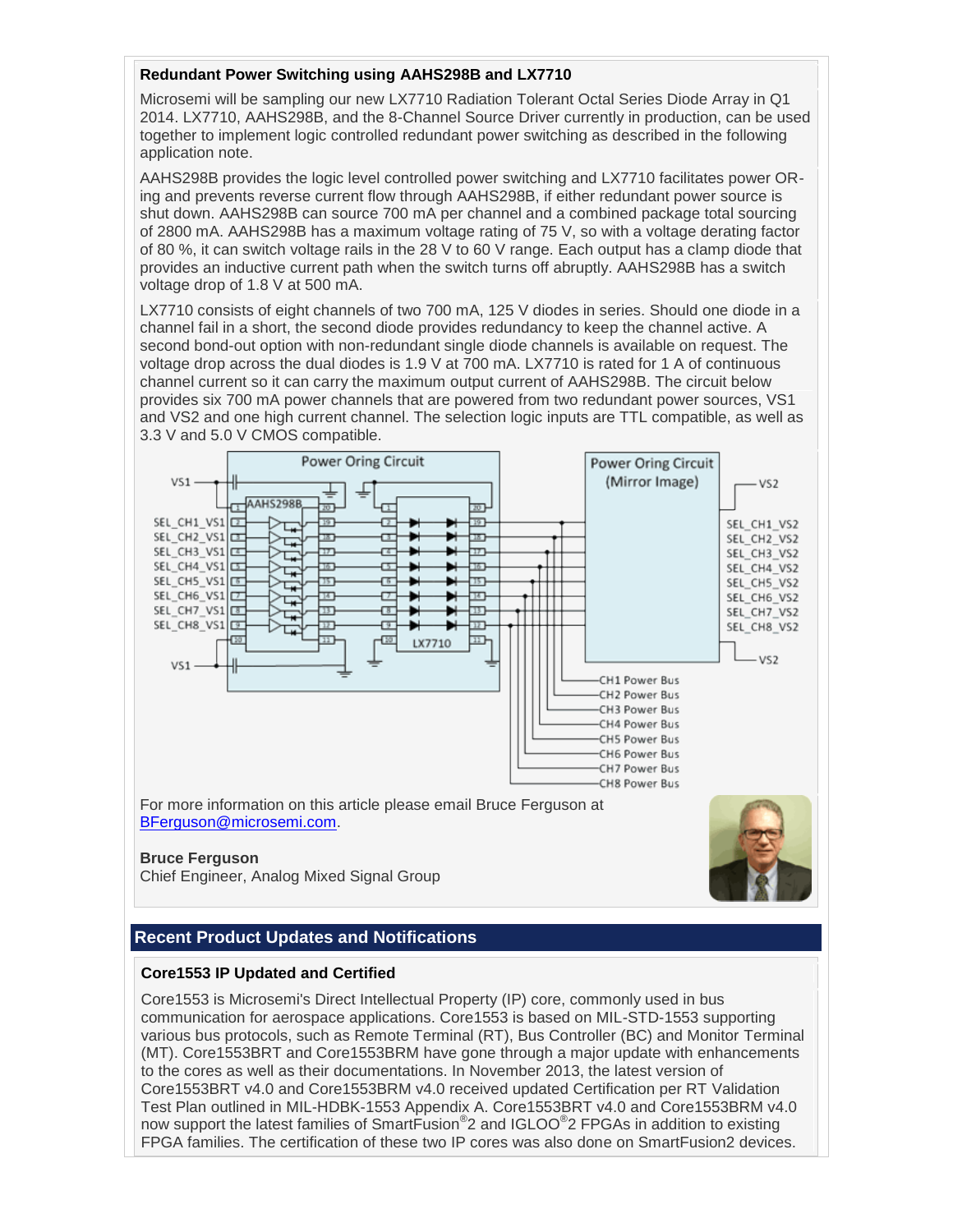### Redundant Power Switching using AAHS298B and LX7710

Microsemi will be sampling our new LX7710 Radiation Tolerant Octal Series Diode Array in Q1 2014. LX7710, AAHS298B, and the 8-Channel Source Driver currently in production, can be used together to implement logic controlled redundant power switching as described in the following application note.

AAHS298B provides the logic level controlled power switching and LX7710 facilitates power OR-ing and prevents reverse current flow through AAHS298B, if either redundant power source is shut down. AAHS298B can source 700 mA per channel and a combined package total sourcing of 2800 mA. AAHS298B has a maximum voltage rating of 75 V, so with a voltage derating factor of 80 %, it can switch voltage rails in the 28 V to 60 V range. Each output has a clamp diode that provides an inductive current path when the switch turns off abruptly. AAHS298B has a switch voltage drop of 1.8 V at 500 mA.

LX7710 consists of eight channels of two 700 mA, 125 V diodes in series. Should one diode in a channel fail in a short, the second diode provides redundancy to keep the channel active. A second bond-out option with non-redundant single diode channels is available on request. The voltage drop across the dual diodes is 1.9 V at 700 mA. LX7710 is rated for 1 A of continuous channel current so it can carry the maximum output current of AAHS298B. The circuit below provides six 700 mA power channels that are powered from two redundant power sources, VS1 and VS2 and one high current channel. The selection logic inputs are TTL compatible, as well as 3.3 V and 5.0 V CMOS compatible.

For more information on this article please email Bruce Ferguson at BFerguson@microsemi.com.

**Bruce Ferguson**
Chief Engineer, Analog Mixed Signal Group

## Recent Product Updates and Notifications

### Core1553 IP Updated and Certified

Core1553 is Microsemi's Direct Intellectual Property (IP) core, commonly used in bus communication for aerospace applications. Core1553 is based on MIL-STD-1553 supporting various bus protocols, such as Remote Terminal (RT), Bus Controller (BC) and Monitor Terminal (MT). Core1553BRT and Core1553BRM have gone through a major update with enhancements to the cores as well as their documentations. In November 2013, the latest version of Core1553BRT v4.0 and Core1553BRM v4.0 received updated Certification per RT Validation Test Plan outlined in MIL-HDBK-1553 Appendix A. Core1553BRT v4.0 and Core1553BRM v4.0 now support the latest families of SmartFusion®2 and IGLOO®2 FPGAs in addition to existing FPGA families. The certification of these two IP cores was also done on SmartFusion2 devices.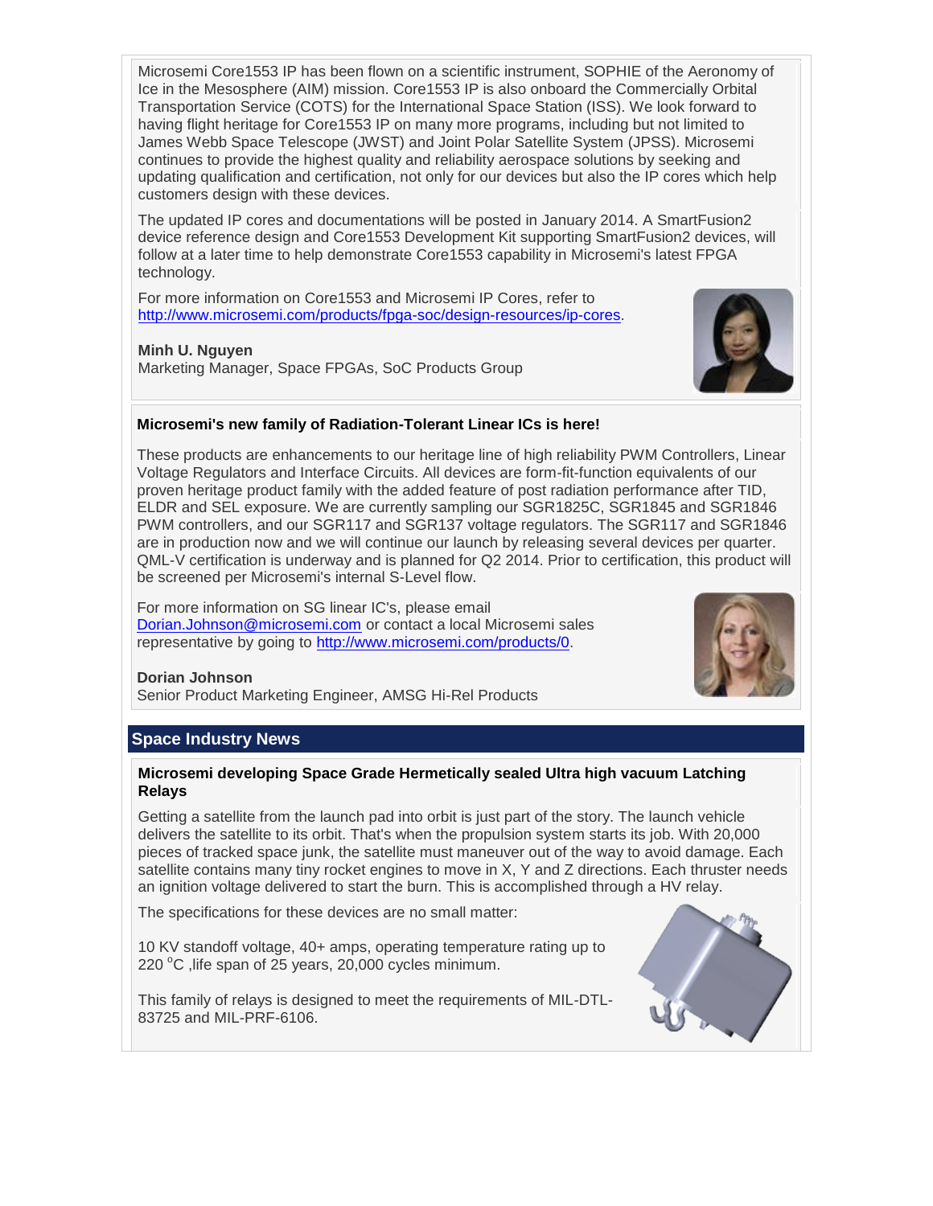Microsemi Core1553 IP has been flown on a scientific instrument, SOPHIE of the Aeronomy of Ice in the Mesosphere (AIM) mission. Core1553 IP is also onboard the Commercially Orbital Transportation Service (COTS) for the International Space Station (ISS). We look forward to having flight heritage for Core1553 IP on many more programs, including but not limited to James Webb Space Telescope (JWST) and Joint Polar Satellite System (JPSS). Microsemi continues to provide the highest quality and reliability aerospace solutions by seeking and updating qualification and certification, not only for our devices but also the IP cores which help customers design with these devices.

The updated IP cores and documentations will be posted in January 2014. A SmartFusion2 device reference design and Core1553 Development Kit supporting SmartFusion2 devices, will follow at a later time to help demonstrate Core1553 capability in Microsemi's latest FPGA technology.

For more information on Core1553 and Microsemi IP Cores, refer to [http://www.microsemi.com/products/fpga-soc/design-resources/ip-cores](http://www.microsemi.com/products/fpga-soc/design-resources/ip-cores).

**Minh U. Nguyen**
Marketing Manager, Space FPGAs, SoC Products Group

### Microsemi's new family of Radiation-Tolerant Linear ICs is here!

These products are enhancements to our heritage line of high reliability PWM Controllers, Linear Voltage Regulators and Interface Circuits. All devices are form-fit-function equivalents of our proven heritage product family with the added feature of post radiation performance after TID, ELDR and SEL exposure. We are currently sampling our SGR1825C, SGR1845 and SGR1846 PWM controllers, and our SGR117 and SGR137 voltage regulators. The SGR117 and SGR1846 are in production now and we will continue our launch by releasing several devices per quarter. QML-V certification is underway and is planned for Q2 2014. Prior to certification, this product will be screened per Microsemi's internal S-Level flow.

For more information on SG linear IC's, please email [Dorian.Johnson@microsemi.com](mailto:Dorian.Johnson@microsemi.com) or contact a local Microsemi sales representative by going to [http://www.microsemi.com/products/0](http://www.microsemi.com/products/0).

**Dorian Johnson**
Senior Product Marketing Engineer, AMSG Hi-Rel Products

## Space Industry News

### Microsemi developing Space Grade Hermetically sealed Ultra high vacuum Latching Relays

Getting a satellite from the launch pad into orbit is just part of the story. The launch vehicle delivers the satellite to its orbit. That's when the propulsion system starts its job. With 20,000 pieces of tracked space junk, the satellite must maneuver out of the way to avoid damage. Each satellite contains many tiny rocket engines to move in X, Y and Z directions. Each thruster needs an ignition voltage delivered to start the burn. This is accomplished through a HV relay.

The specifications for these devices are no small matter:

10 KV standoff voltage, 40+ amps, operating temperature rating up to 220 °C ,life span of 25 years, 20,000 cycles minimum.

This family of relays is designed to meet the requirements of MIL-DTL-83725 and MIL-PRF-6106.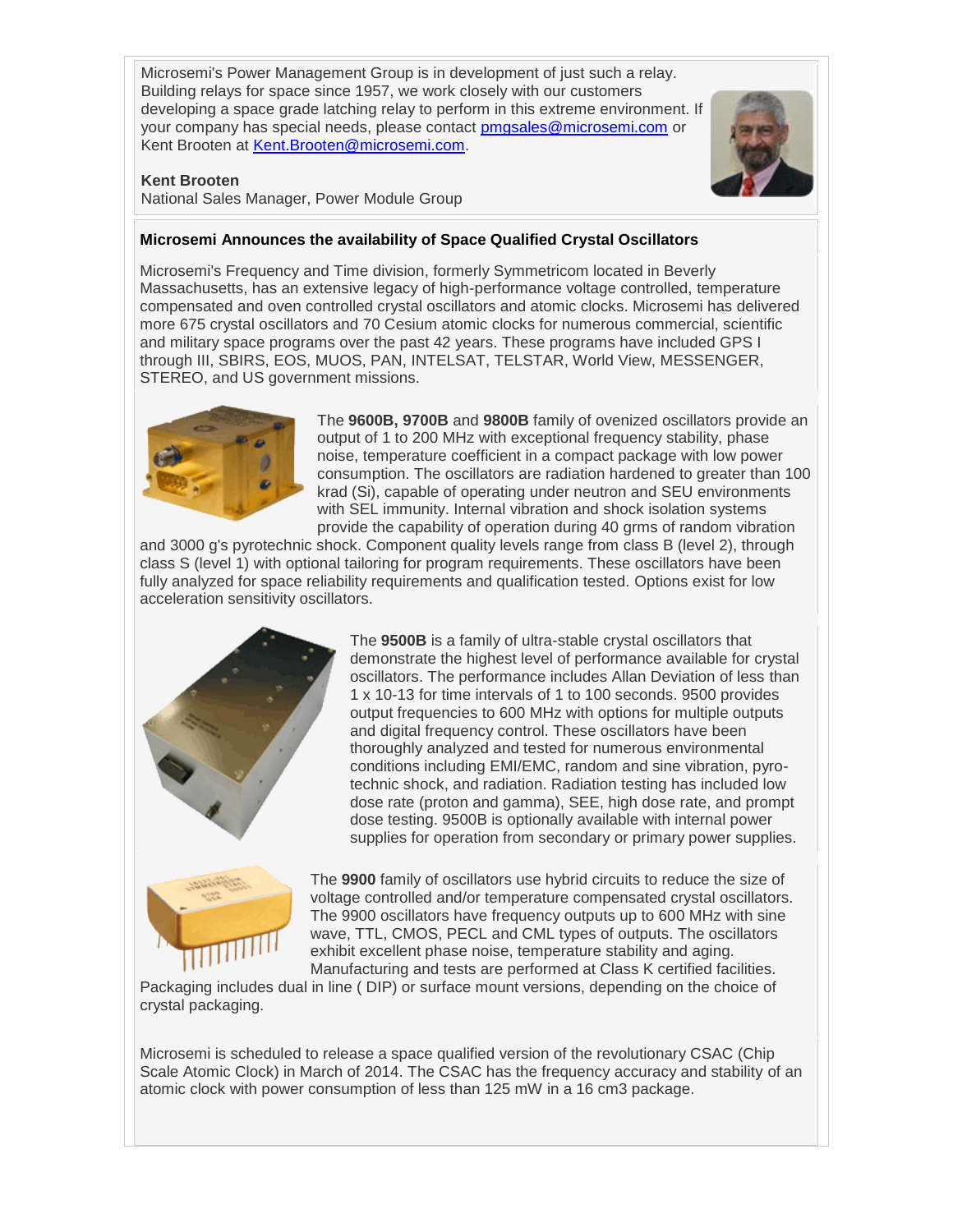Microsemi's Power Management Group is in development of just such a relay. Building relays for space since 1957, we work closely with our customers developing a space grade latching relay to perform in this extreme environment. If your company has special needs, please contact [pmgsales@microsemi.com](mailto:pmgsales@microsemi.com) or Kent Brooten at [Kent.Brooten@microsemi.com](mailto:Kent.Brooten@microsemi.com).

**Kent Brooten**
National Sales Manager, Power Module Group

**Microsemi Announces the availability of Space Qualified Crystal Oscillators**

Microsemi's Frequency and Time division, formerly Symmetricom located in Beverly Massachusetts, has an extensive legacy of high-performance voltage controlled, temperature compensated and oven controlled crystal oscillators and atomic clocks. Microsemi has delivered more 675 crystal oscillators and 70 Cesium atomic clocks for numerous commercial, scientific and military space programs over the past 42 years. These programs have included GPS I through III, SBIRS, EOS, MUOS, PAN, INTELSAT, TELSTAR, World View, MESSENGER, STEREO, and US government missions.

The **9600B, 9700B** and **9800B** family of ovenized oscillators provide an output of 1 to 200 MHz with exceptional frequency stability, phase noise, temperature coefficient in a compact package with low power consumption. The oscillators are radiation hardened to greater than 100 krad (Si), capable of operating under neutron and SEU environments with SEL immunity. Internal vibration and shock isolation systems provide the capability of operation during 40 grms of random vibration and 3000 g's pyrotechnic shock. Component quality levels range from class B (level 2), through class S (level 1) with optional tailoring for program requirements. These oscillators have been fully analyzed for space reliability requirements and qualification tested. Options exist for low acceleration sensitivity oscillators.

The **9500B** is a family of ultra-stable crystal oscillators that demonstrate the highest level of performance available for crystal oscillators. The performance includes Allan Deviation of less than 1 x 10-13 for time intervals of 1 to 100 seconds. 9500 provides output frequencies to 600 MHz with options for multiple outputs and digital frequency control. These oscillators have been thoroughly analyzed and tested for numerous environmental conditions including EMI/EMC, random and sine vibration, pyro-technic shock, and radiation. Radiation testing has included low dose rate (proton and gamma), SEE, high dose rate, and prompt dose testing. 9500B is optionally available with internal power supplies for operation from secondary or primary power supplies.

The **9900** family of oscillators use hybrid circuits to reduce the size of voltage controlled and/or temperature compensated crystal oscillators. The 9900 oscillators have frequency outputs up to 600 MHz with sine wave, TTL, CMOS, PECL and CML types of outputs. The oscillators exhibit excellent phase noise, temperature stability and aging. Manufacturing and tests are performed at Class K certified facilities. Packaging includes dual in line ( DIP) or surface mount versions, depending on the choice of crystal packaging.

Microsemi is scheduled to release a space qualified version of the revolutionary CSAC (Chip Scale Atomic Clock) in March of 2014. The CSAC has the frequency accuracy and stability of an atomic clock with power consumption of less than 125 mW in a 16 cm3 package.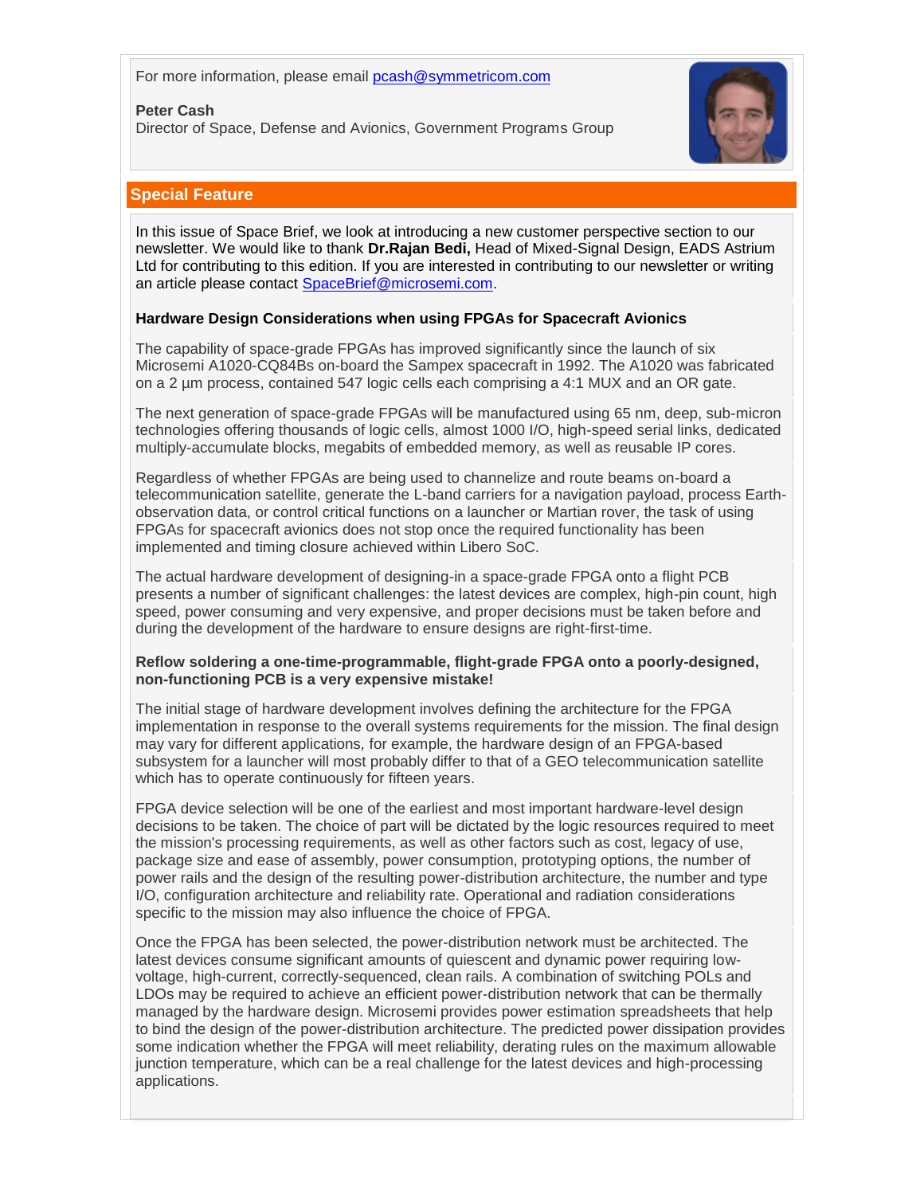For more information, please email pcash@symmetricom.com

**Peter Cash**
Director of Space, Defense and Avionics, Government Programs Group

## Special Feature

In this issue of Space Brief, we look at introducing a new customer perspective section to our newsletter. We would like to thank **Dr.Rajan Bedi,** Head of Mixed-Signal Design, EADS Astrium Ltd for contributing to this edition. If you are interested in contributing to our newsletter or writing an article please contact SpaceBrief@microsemi.com.

**Hardware Design Considerations when using FPGAs for Spacecraft Avionics**

The capability of space-grade FPGAs has improved significantly since the launch of six Microsemi A1020-CQ84Bs on-board the Sampex spacecraft in 1992. The A1020 was fabricated on a 2 µm process, contained 547 logic cells each comprising a 4:1 MUX and an OR gate.

The next generation of space-grade FPGAs will be manufactured using 65 nm, deep, sub-micron technologies offering thousands of logic cells, almost 1000 I/O, high-speed serial links, dedicated multiply-accumulate blocks, megabits of embedded memory, as well as reusable IP cores.

Regardless of whether FPGAs are being used to channelize and route beams on-board a telecommunication satellite, generate the L-band carriers for a navigation payload, process Earth-observation data, or control critical functions on a launcher or Martian rover, the task of using FPGAs for spacecraft avionics does not stop once the required functionality has been implemented and timing closure achieved within Libero SoC.

The actual hardware development of designing-in a space-grade FPGA onto a flight PCB presents a number of significant challenges: the latest devices are complex, high-pin count, high speed, power consuming and very expensive, and proper decisions must be taken before and during the development of the hardware to ensure designs are right-first-time.

**Reflow soldering a one-time-programmable, flight-grade FPGA onto a poorly-designed, non-functioning PCB is a very expensive mistake!**

The initial stage of hardware development involves defining the architecture for the FPGA implementation in response to the overall systems requirements for the mission. The final design may vary for different applications, for example, the hardware design of an FPGA-based subsystem for a launcher will most probably differ to that of a GEO telecommunication satellite which has to operate continuously for fifteen years.

FPGA device selection will be one of the earliest and most important hardware-level design decisions to be taken. The choice of part will be dictated by the logic resources required to meet the mission's processing requirements, as well as other factors such as cost, legacy of use, package size and ease of assembly, power consumption, prototyping options, the number of power rails and the design of the resulting power-distribution architecture, the number and type I/O, configuration architecture and reliability rate. Operational and radiation considerations specific to the mission may also influence the choice of FPGA.

Once the FPGA has been selected, the power-distribution network must be architected. The latest devices consume significant amounts of quiescent and dynamic power requiring low-voltage, high-current, correctly-sequenced, clean rails. A combination of switching POLs and LDOs may be required to achieve an efficient power-distribution network that can be thermally managed by the hardware design. Microsemi provides power estimation spreadsheets that help to bind the design of the power-distribution architecture. The predicted power dissipation provides some indication whether the FPGA will meet reliability, derating rules on the maximum allowable junction temperature, which can be a real challenge for the latest devices and high-processing applications.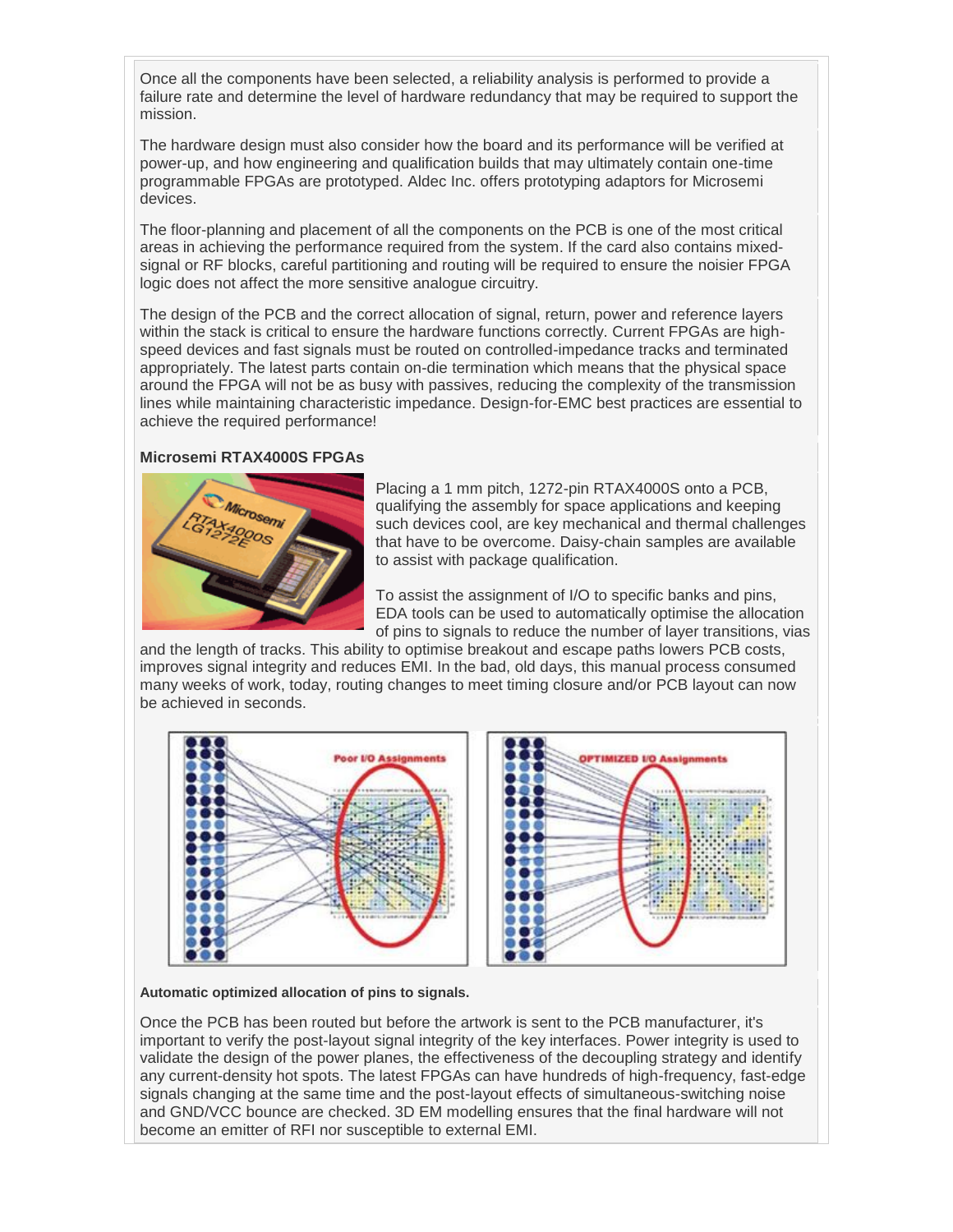Once all the components have been selected, a reliability analysis is performed to provide a failure rate and determine the level of hardware redundancy that may be required to support the mission.

The hardware design must also consider how the board and its performance will be verified at power-up, and how engineering and qualification builds that may ultimately contain one-time programmable FPGAs are prototyped. Aldec Inc. offers prototyping adaptors for Microsemi devices.

The floor-planning and placement of all the components on the PCB is one of the most critical areas in achieving the performance required from the system. If the card also contains mixed-signal or RF blocks, careful partitioning and routing will be required to ensure the noisier FPGA logic does not affect the more sensitive analogue circuitry.

The design of the PCB and the correct allocation of signal, return, power and reference layers within the stack is critical to ensure the hardware functions correctly. Current FPGAs are high-speed devices and fast signals must be routed on controlled-impedance tracks and terminated appropriately. The latest parts contain on-die termination which means that the physical space around the FPGA will not be as busy with passives, reducing the complexity of the transmission lines while maintaining characteristic impedance. Design-for-EMC best practices are essential to achieve the required performance!

**Microsemi RTAX4000S FPGAs**

Placing a 1 mm pitch, 1272-pin RTAX4000S onto a PCB, qualifying the assembly for space applications and keeping such devices cool, are key mechanical and thermal challenges that have to be overcome. Daisy-chain samples are available to assist with package qualification.

To assist the assignment of I/O to specific banks and pins, EDA tools can be used to automatically optimise the allocation of pins to signals to reduce the number of layer transitions, vias and the length of tracks. This ability to optimise breakout and escape paths lowers PCB costs, improves signal integrity and reduces EMI. In the bad, old days, this manual process consumed many weeks of work, today, routing changes to meet timing closure and/or PCB layout can now be achieved in seconds.

**Automatic optimized allocation of pins to signals.**

Once the PCB has been routed but before the artwork is sent to the PCB manufacturer, it's important to verify the post-layout signal integrity of the key interfaces. Power integrity is used to validate the design of the power planes, the effectiveness of the decoupling strategy and identify any current-density hot spots. The latest FPGAs can have hundreds of high-frequency, fast-edge signals changing at the same time and the post-layout effects of simultaneous-switching noise and GND/VCC bounce are checked. 3D EM modelling ensures that the final hardware will not become an emitter of RFI nor susceptible to external EMI.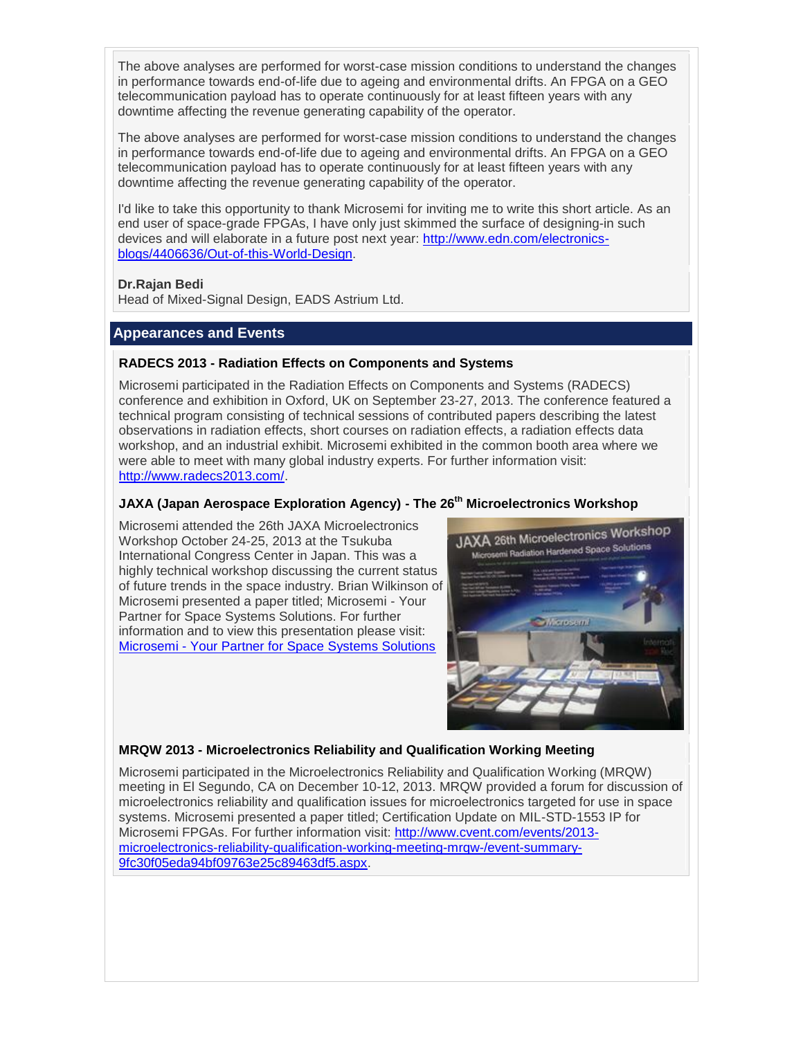The above analyses are performed for worst-case mission conditions to understand the changes in performance towards end-of-life due to ageing and environmental drifts. An FPGA on a GEO telecommunication payload has to operate continuously for at least fifteen years with any downtime affecting the revenue generating capability of the operator.

The above analyses are performed for worst-case mission conditions to understand the changes in performance towards end-of-life due to ageing and environmental drifts. An FPGA on a GEO telecommunication payload has to operate continuously for at least fifteen years with any downtime affecting the revenue generating capability of the operator.

I'd like to take this opportunity to thank Microsemi for inviting me to write this short article. As an end user of space-grade FPGAs, I have only just skimmed the surface of designing-in such devices and will elaborate in a future post next year: [http://www.edn.com/electronics-blogs/4406636/Out-of-this-World-Design](http://www.edn.com/electronics-blogs/4406636/Out-of-this-World-Design).

**Dr.Rajan Bedi**
Head of Mixed-Signal Design, EADS Astrium Ltd.

## Appearances and Events

### RADECS 2013 - Radiation Effects on Components and Systems

Microsemi participated in the Radiation Effects on Components and Systems (RADECS) conference and exhibition in Oxford, UK on September 23-27, 2013. The conference featured a technical program consisting of technical sessions of contributed papers describing the latest observations in radiation effects, short courses on radiation effects, a radiation effects data workshop, and an industrial exhibit. Microsemi exhibited in the common booth area where we were able to meet with many global industry experts. For further information visit: [http://www.radecs2013.com/](http://www.radecs2013.com/).

### JAXA (Japan Aerospace Exploration Agency) - The 26th Microelectronics Workshop

Microsemi attended the 26th JAXA Microelectronics Workshop October 24-25, 2013 at the Tsukuba International Congress Center in Japan. This was a highly technical workshop discussing the current status of future trends in the space industry. Brian Wilkinson of Microsemi presented a paper titled; Microsemi - Your Partner for Space Systems Solutions. For further information and to view this presentation please visit: Microsemi - Your Partner for Space Systems Solutions

### MRQW 2013 - Microelectronics Reliability and Qualification Working Meeting

Microsemi participated in the Microelectronics Reliability and Qualification Working (MRQW) meeting in El Segundo, CA on December 10-12, 2013. MRQW provided a forum for discussion of microelectronics reliability and qualification issues for microelectronics targeted for use in space systems. Microsemi presented a paper titled; Certification Update on MIL-STD-1553 IP for Microsemi FPGAs. For further information visit: [http://www.cvent.com/events/2013-microelectronics-reliability-qualification-working-meeting-mrqw-/event-summary-9fc30f05eda94bf09763e25c89463df5.aspx](http://www.cvent.com/events/2013-microelectronics-reliability-qualification-working-meeting-mrqw-/event-summary-9fc30f05eda94bf09763e25c89463df5.aspx).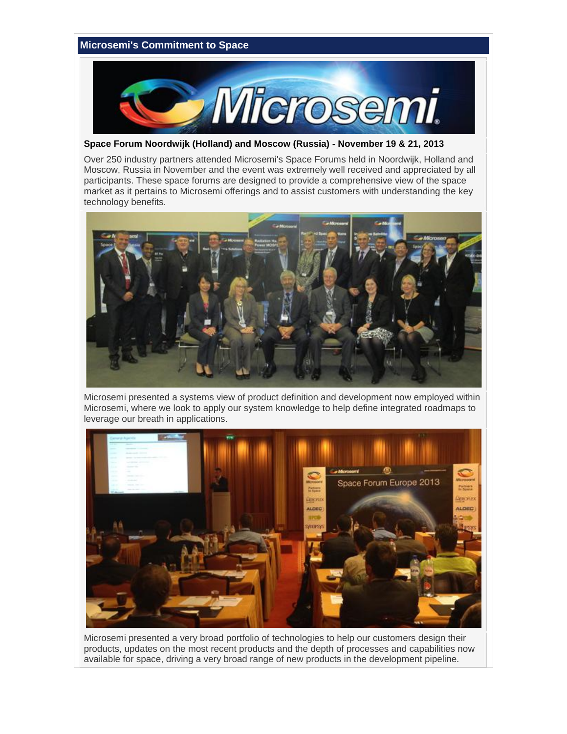## Microsemi's Commitment to Space

**Space Forum Noordwijk (Holland) and Moscow (Russia) - November 19 & 21, 2013**

Over 250 industry partners attended Microsemi's Space Forums held in Noordwijk, Holland and Moscow, Russia in November and the event was extremely well received and appreciated by all participants. These space forums are designed to provide a comprehensive view of the space market as it pertains to Microsemi offerings and to assist customers with understanding the key technology benefits.

Microsemi presented a systems view of product definition and development now employed within Microsemi, where we look to apply our system knowledge to help define integrated roadmaps to leverage our breath in applications.

Microsemi presented a very broad portfolio of technologies to help our customers design their products, updates on the most recent products and the depth of processes and capabilities now available for space, driving a very broad range of new products in the development pipeline.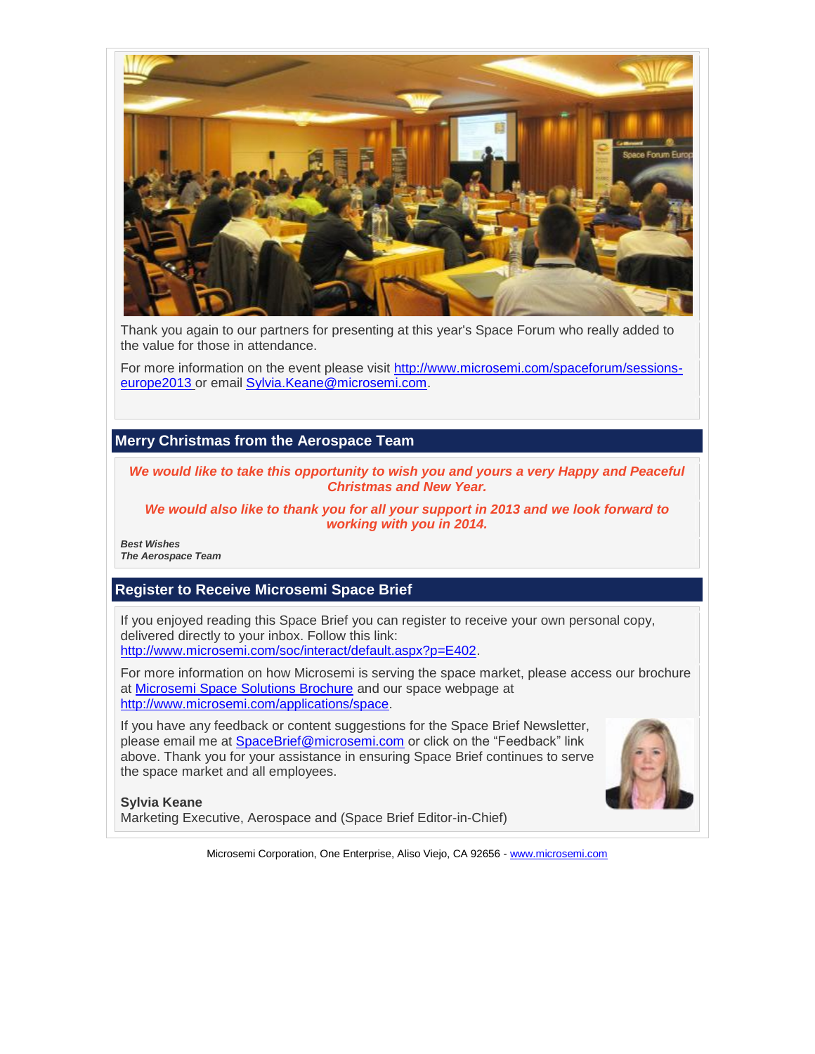Thank you again to our partners for presenting at this year's Space Forum who really added to the value for those in attendance.

For more information on the event please visit http://www.microsemi.com/spaceforum/sessions-europe2013 or email Sylvia.Keane@microsemi.com.

## Merry Christmas from the Aerospace Team

***We would like to take this opportunity to wish you and yours a very Happy and Peaceful Christmas and New Year.***

***We would also like to thank you for all your support in 2013 and we look forward to working with you in 2014.***

***Best Wishes***
***The Aerospace Team***

## Register to Receive Microsemi Space Brief

If you enjoyed reading this Space Brief you can register to receive your own personal copy, delivered directly to your inbox. Follow this link: http://www.microsemi.com/soc/interact/default.aspx?p=E402.

For more information on how Microsemi is serving the space market, please access our brochure at Microsemi Space Solutions Brochure and our space webpage at http://www.microsemi.com/applications/space.

If you have any feedback or content suggestions for the Space Brief Newsletter, please email me at SpaceBrief@microsemi.com or click on the "Feedback" link above. Thank you for your assistance in ensuring Space Brief continues to serve the space market and all employees.

**Sylvia Keane**
Marketing Executive, Aerospace and (Space Brief Editor-in-Chief)

Microsemi Corporation, One Enterprise, Aliso Viejo, CA 92656 - www.microsemi.com